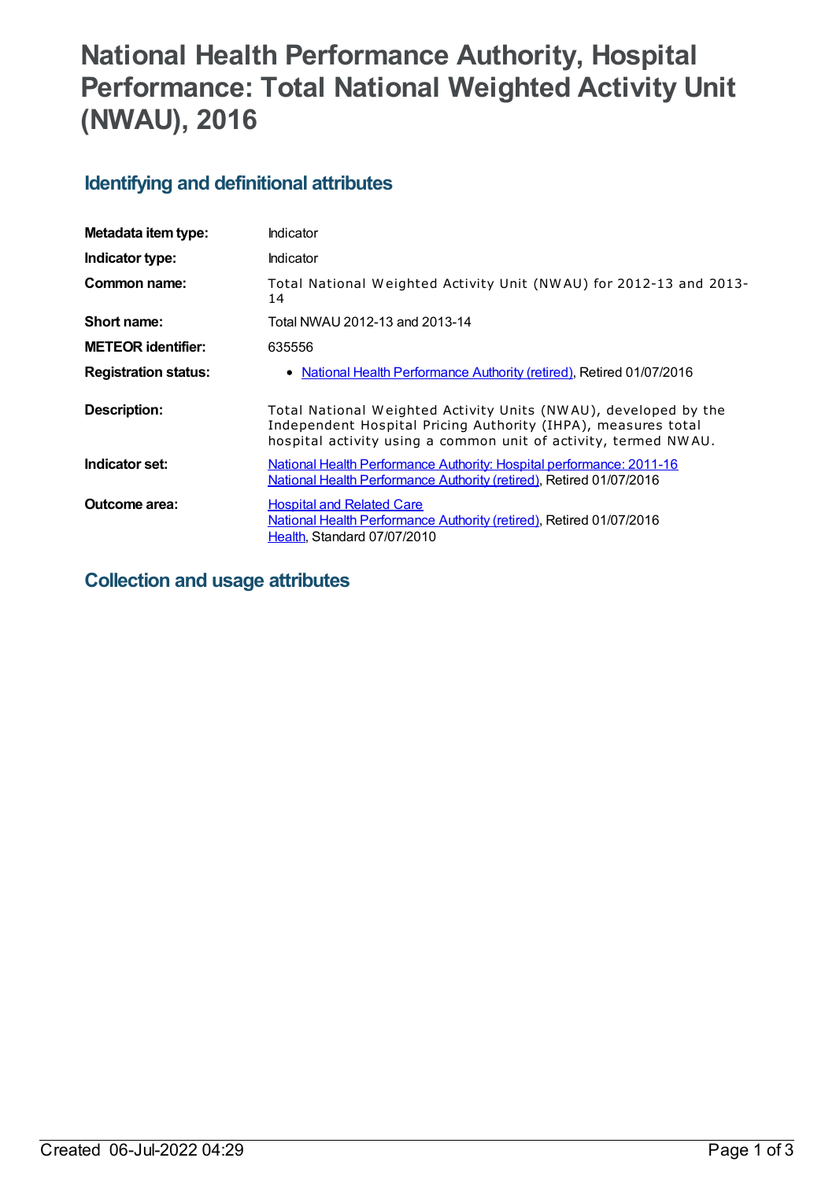# National Health Performance Authority, Hospital Performance: Total National Weighted Activity Unit (NWAU), 2016

## Identifying and definitional attributes

| | |
|---|---|
| **Metadata item type:** | Indicator |
| **Indicator type:** | Indicator |
| **Common name:** | Total National Weighted Activity Unit (NWAU) for 2012-13 and 2013-14 |
| **Short name:** | Total NWAU 2012-13 and 2013-14 |
| **METEOR identifier:** | 635556 |
| **Registration status:** | • National Health Performance Authority (retired), Retired 01/07/2016 |
| **Description:** | Total National Weighted Activity Units (NWAU), developed by the Independent Hospital Pricing Authority (IHPA), measures total hospital activity using a common unit of activity, termed NWAU. |
| **Indicator set:** | National Health Performance Authority: Hospital performance: 2011-16<br>National Health Performance Authority (retired), Retired 01/07/2016 |
| **Outcome area:** | Hospital and Related Care<br>National Health Performance Authority (retired), Retired 01/07/2016<br>Health, Standard 07/07/2010 |

## Collection and usage attributes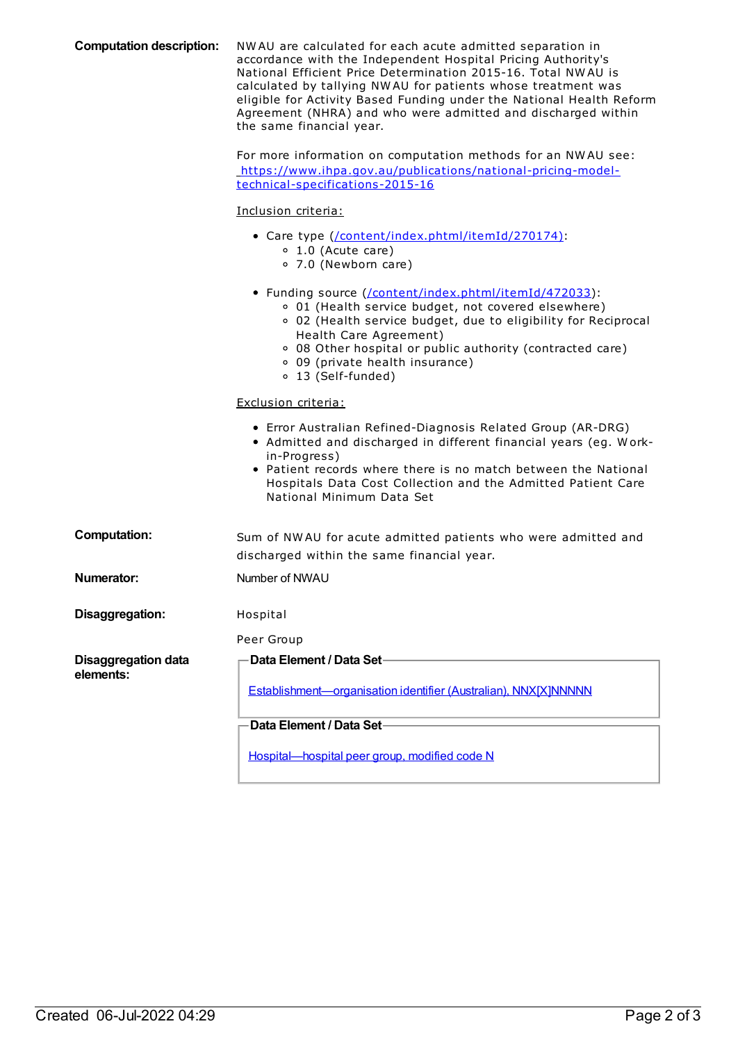**Computation description:**

NWAU are calculated for each acute admitted separation in accordance with the Independent Hospital Pricing Authority's National Efficient Price Determination 2015-16. Total NWAU is calculated by tallying NWAU for patients whose treatment was eligible for Activity Based Funding under the National Health Reform Agreement (NHRA) and who were admitted and discharged within the same financial year.

For more information on computation methods for an NWAU see: [https://www.ihpa.gov.au/publications/national-pricing-model-technical-specifications-2015-16](https://www.ihpa.gov.au/publications/national-pricing-model-technical-specifications-2015-16)

Inclusion criteria:

- Care type ([/content/index.phtml/itemId/270174](/content/index.phtml/itemId/270174)):
  - 1.0 (Acute care)
  - 7.0 (Newborn care)
- Funding source ([/content/index.phtml/itemId/472033](/content/index.phtml/itemId/472033)):
  - 01 (Health service budget, not covered elsewhere)
  - 02 (Health service budget, due to eligibility for Reciprocal Health Care Agreement)
  - 08 Other hospital or public authority (contracted care)
  - 09 (private health insurance)
  - 13 (Self-funded)

Exclusion criteria:

- Error Australian Refined-Diagnosis Related Group (AR-DRG)
- Admitted and discharged in different financial years (eg. Work-in-Progress)
- Patient records where there is no match between the National Hospitals Data Cost Collection and the Admitted Patient Care National Minimum Data Set

**Computation:**

Sum of NWAU for acute admitted patients who were admitted and discharged within the same financial year.

**Numerator:**

Number of NWAU

**Disaggregation:**

Hospital

Peer Group

**Disaggregation data elements:**

**Data Element / Data Set**

Establishment—organisation identifier (Australian), NNX[X]NNNNN

**Data Element / Data Set**

Hospital—hospital peer group, modified code N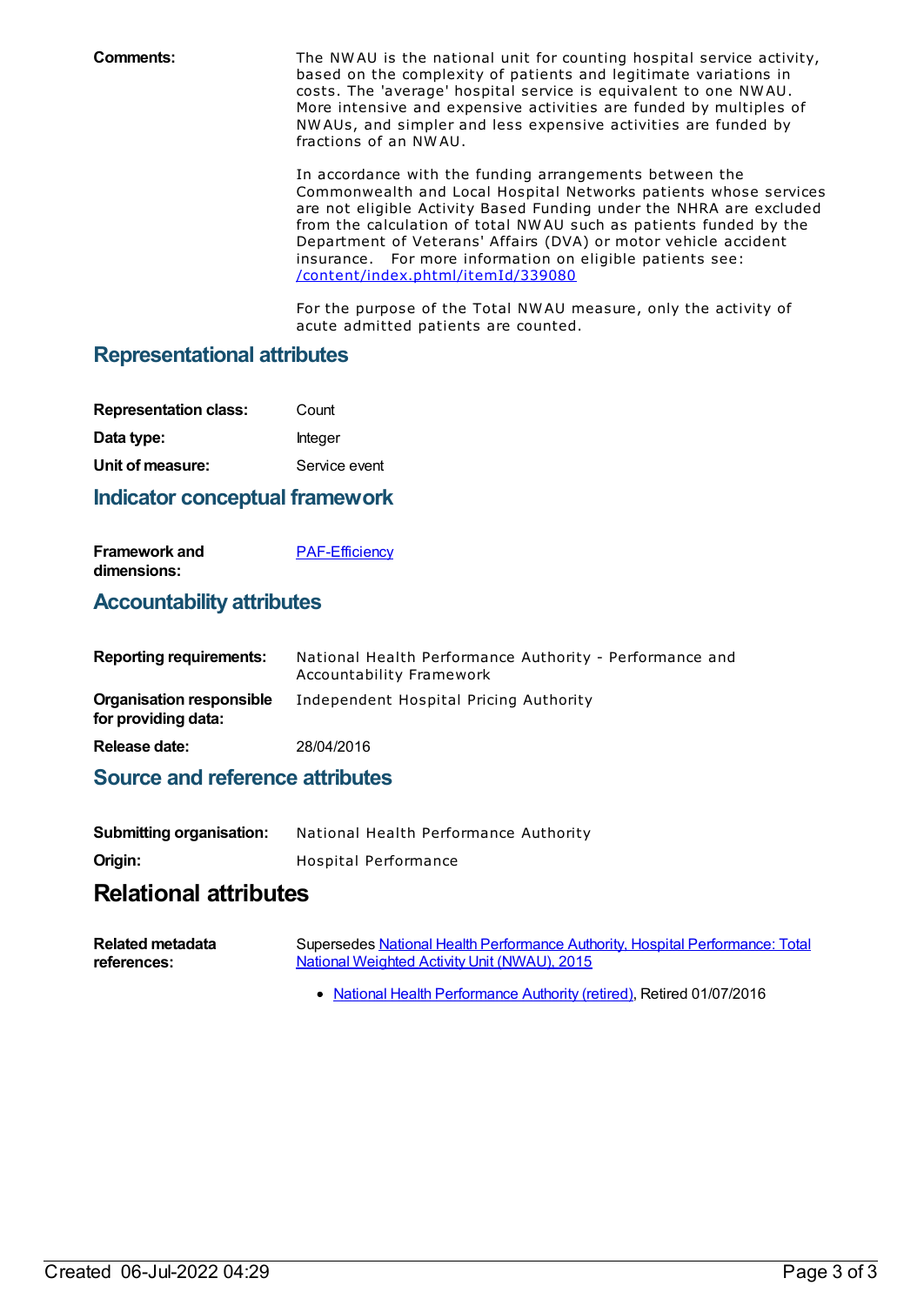**Comments:** The NWAU is the national unit for counting hospital service activity, based on the complexity of patients and legitimate variations in costs. The 'average' hospital service is equivalent to one NWAU. More intensive and expensive activities are funded by multiples of NWAUs, and simpler and less expensive activities are funded by fractions of an NWAU.

In accordance with the funding arrangements between the Commonwealth and Local Hospital Networks patients whose services are not eligible Activity Based Funding under the NHRA are excluded from the calculation of total NWAU such as patients funded by the Department of Veterans' Affairs (DVA) or motor vehicle accident insurance. For more information on eligible patients see: /content/index.phtml/itemId/339080

For the purpose of the Total NWAU measure, only the activity of acute admitted patients are counted.

## Representational attributes

**Representation class:** Count

**Data type:** Integer

**Unit of measure:** Service event

## Indicator conceptual framework

**Framework and dimensions:** PAF-Efficiency

## Accountability attributes

**Reporting requirements:** National Health Performance Authority - Performance and Accountability Framework

**Organisation responsible for providing data:** Independent Hospital Pricing Authority

**Release date:** 28/04/2016

## Source and reference attributes

**Submitting organisation:** National Health Performance Authority

**Origin:** Hospital Performance

# Relational attributes

**Related metadata references:** Supersedes National Health Performance Authority, Hospital Performance: Total National Weighted Activity Unit (NWAU), 2015

- National Health Performance Authority (retired), Retired 01/07/2016